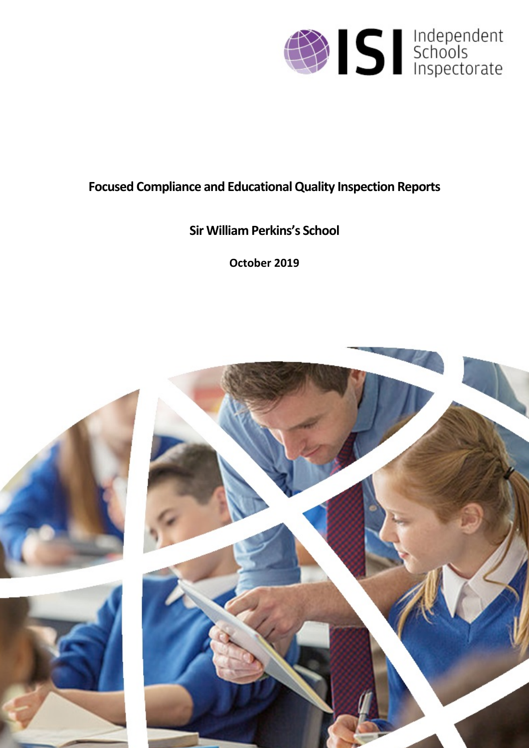# Focused Compliance and Educational Quality Inspection Reports

## Sir William Perkins's School

**October 2019**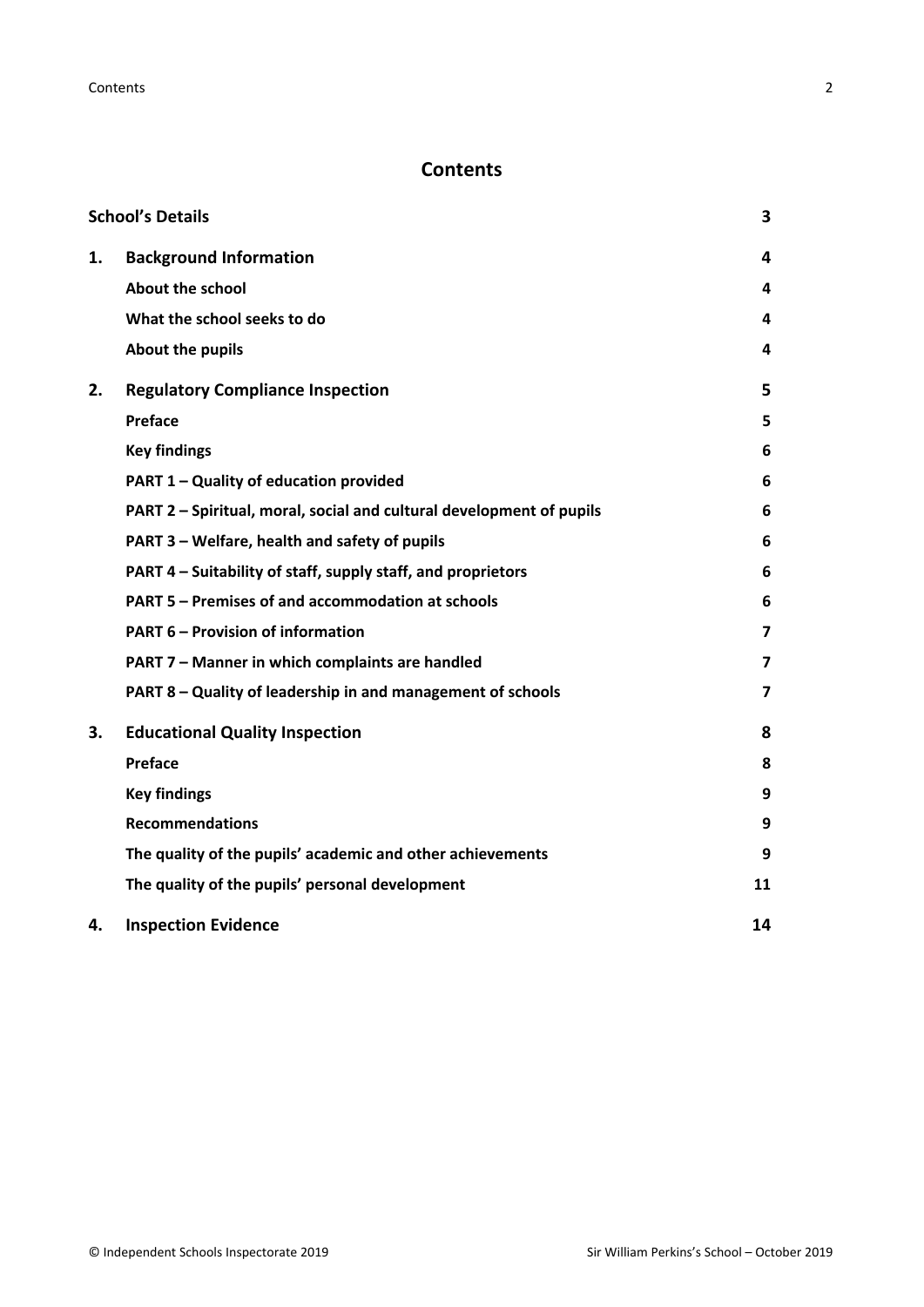# Contents

| | | |
|---|---|---|
| **School's Details** | | **3** |
| **1.** | **Background Information** | **4** |
| | **About the school** | **4** |
| | **What the school seeks to do** | **4** |
| | **About the pupils** | **4** |
| **2.** | **Regulatory Compliance Inspection** | **5** |
| | **Preface** | **5** |
| | **Key findings** | **6** |
| | **PART 1 – Quality of education provided** | **6** |
| | **PART 2 – Spiritual, moral, social and cultural development of pupils** | **6** |
| | **PART 3 – Welfare, health and safety of pupils** | **6** |
| | **PART 4 – Suitability of staff, supply staff, and proprietors** | **6** |
| | **PART 5 – Premises of and accommodation at schools** | **6** |
| | **PART 6 – Provision of information** | **7** |
| | **PART 7 – Manner in which complaints are handled** | **7** |
| | **PART 8 – Quality of leadership in and management of schools** | **7** |
| **3.** | **Educational Quality Inspection** | **8** |
| | **Preface** | **8** |
| | **Key findings** | **9** |
| | **Recommendations** | **9** |
| | **The quality of the pupils' academic and other achievements** | **9** |
| | **The quality of the pupils' personal development** | **11** |
| **4.** | **Inspection Evidence** | **14** |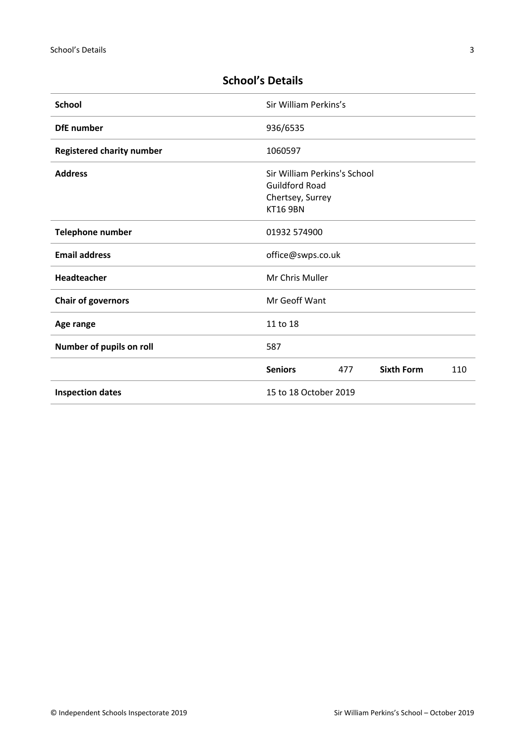## School's Details

| | | | | |
|---|---|---|---|---|
| **School** | Sir William Perkins's | | | |
| **DfE number** | 936/6535 | | | |
| **Registered charity number** | 1060597 | | | |
| **Address** | Sir William Perkins's School<br>Guildford Road<br>Chertsey, Surrey<br>KT16 9BN | | | |
| **Telephone number** | 01932 574900 | | | |
| **Email address** | office@swps.co.uk | | | |
| **Headteacher** | Mr Chris Muller | | | |
| **Chair of governors** | Mr Geoff Want | | | |
| **Age range** | 11 to 18 | | | |
| **Number of pupils on roll** | 587 | | | |
| | **Seniors** | 477 | **Sixth Form** | 110 |
| **Inspection dates** | 15 to 18 October 2019 | | | |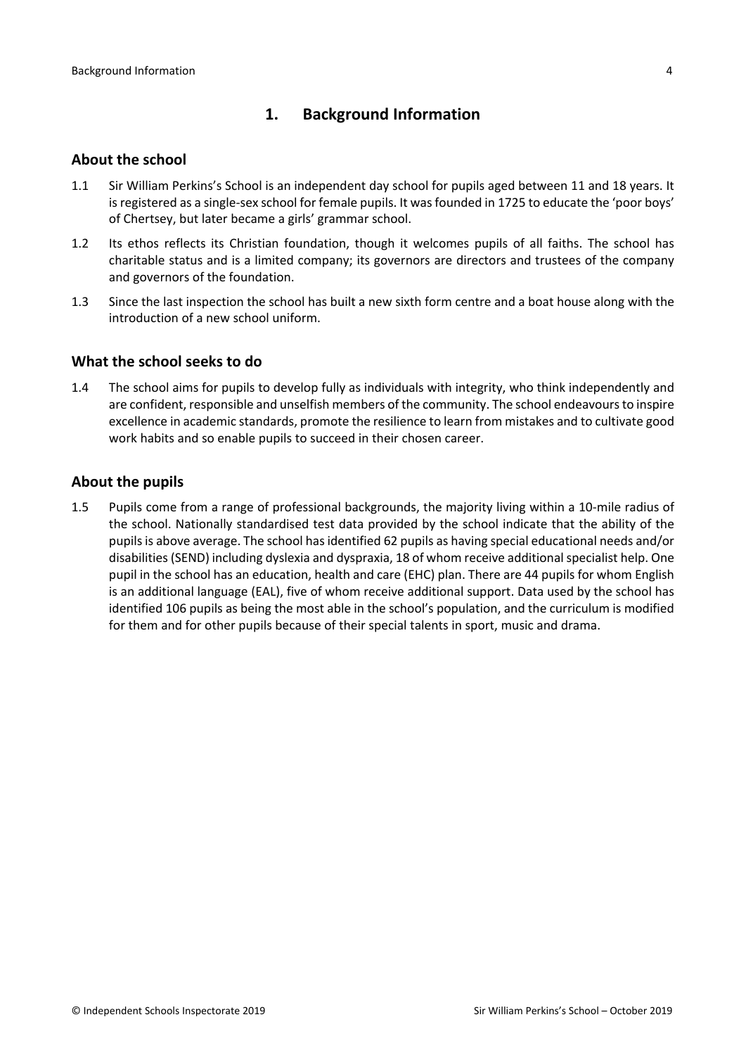# 1. Background Information

## About the school

1.1 Sir William Perkins's School is an independent day school for pupils aged between 11 and 18 years. It is registered as a single-sex school for female pupils. It was founded in 1725 to educate the 'poor boys' of Chertsey, but later became a girls' grammar school.

1.2 Its ethos reflects its Christian foundation, though it welcomes pupils of all faiths. The school has charitable status and is a limited company; its governors are directors and trustees of the company and governors of the foundation.

1.3 Since the last inspection the school has built a new sixth form centre and a boat house along with the introduction of a new school uniform.

## What the school seeks to do

1.4 The school aims for pupils to develop fully as individuals with integrity, who think independently and are confident, responsible and unselfish members of the community. The school endeavours to inspire excellence in academic standards, promote the resilience to learn from mistakes and to cultivate good work habits and so enable pupils to succeed in their chosen career.

## About the pupils

1.5 Pupils come from a range of professional backgrounds, the majority living within a 10-mile radius of the school. Nationally standardised test data provided by the school indicate that the ability of the pupils is above average. The school has identified 62 pupils as having special educational needs and/or disabilities (SEND) including dyslexia and dyspraxia, 18 of whom receive additional specialist help. One pupil in the school has an education, health and care (EHC) plan. There are 44 pupils for whom English is an additional language (EAL), five of whom receive additional support. Data used by the school has identified 106 pupils as being the most able in the school's population, and the curriculum is modified for them and for other pupils because of their special talents in sport, music and drama.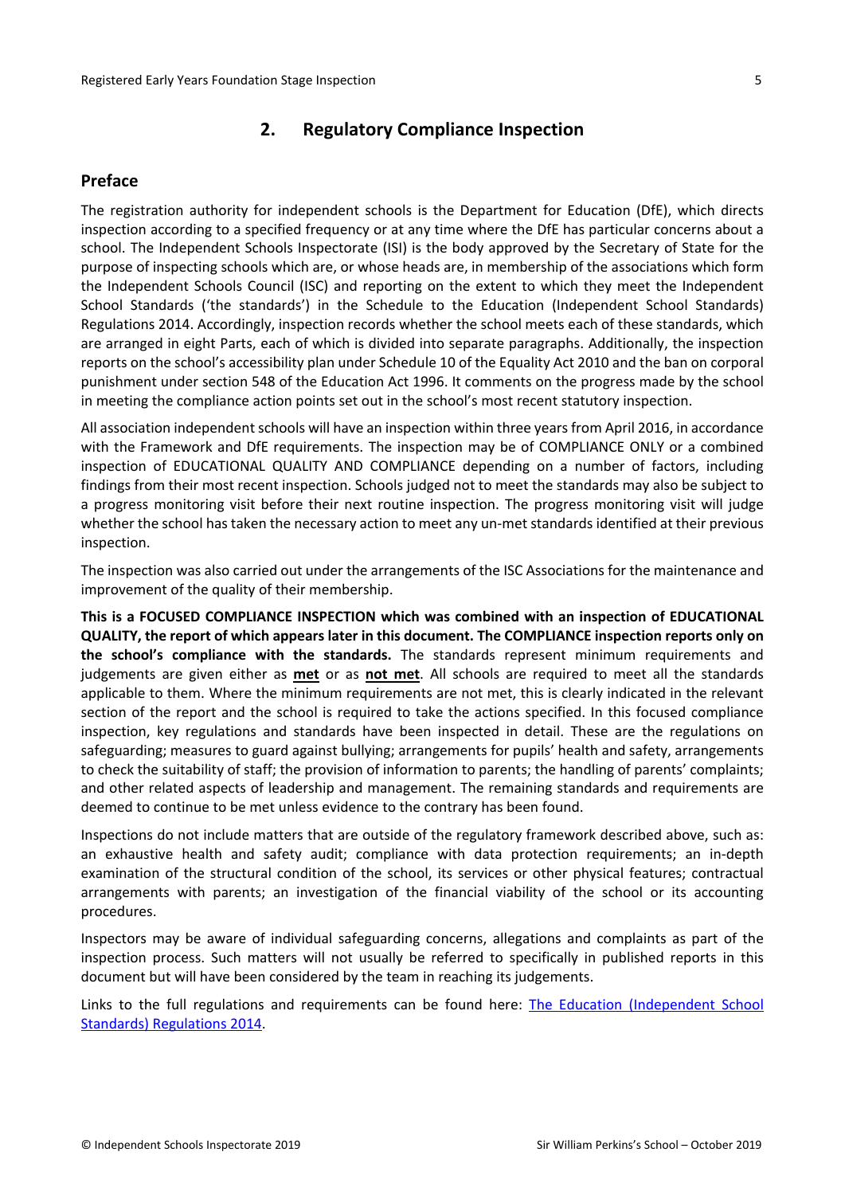## 2. Regulatory Compliance Inspection

### Preface

The registration authority for independent schools is the Department for Education (DfE), which directs inspection according to a specified frequency or at any time where the DfE has particular concerns about a school. The Independent Schools Inspectorate (ISI) is the body approved by the Secretary of State for the purpose of inspecting schools which are, or whose heads are, in membership of the associations which form the Independent Schools Council (ISC) and reporting on the extent to which they meet the Independent School Standards ('the standards') in the Schedule to the Education (Independent School Standards) Regulations 2014. Accordingly, inspection records whether the school meets each of these standards, which are arranged in eight Parts, each of which is divided into separate paragraphs. Additionally, the inspection reports on the school's accessibility plan under Schedule 10 of the Equality Act 2010 and the ban on corporal punishment under section 548 of the Education Act 1996. It comments on the progress made by the school in meeting the compliance action points set out in the school's most recent statutory inspection.

All association independent schools will have an inspection within three years from April 2016, in accordance with the Framework and DfE requirements. The inspection may be of COMPLIANCE ONLY or a combined inspection of EDUCATIONAL QUALITY AND COMPLIANCE depending on a number of factors, including findings from their most recent inspection. Schools judged not to meet the standards may also be subject to a progress monitoring visit before their next routine inspection. The progress monitoring visit will judge whether the school has taken the necessary action to meet any un-met standards identified at their previous inspection.

The inspection was also carried out under the arrangements of the ISC Associations for the maintenance and improvement of the quality of their membership.

**This is a FOCUSED COMPLIANCE INSPECTION which was combined with an inspection of EDUCATIONAL QUALITY, the report of which appears later in this document. The COMPLIANCE inspection reports only on the school's compliance with the standards.** The standards represent minimum requirements and judgements are given either as **met** or as **not met**. All schools are required to meet all the standards applicable to them. Where the minimum requirements are not met, this is clearly indicated in the relevant section of the report and the school is required to take the actions specified. In this focused compliance inspection, key regulations and standards have been inspected in detail. These are the regulations on safeguarding; measures to guard against bullying; arrangements for pupils' health and safety, arrangements to check the suitability of staff; the provision of information to parents; the handling of parents' complaints; and other related aspects of leadership and management. The remaining standards and requirements are deemed to continue to be met unless evidence to the contrary has been found.

Inspections do not include matters that are outside of the regulatory framework described above, such as: an exhaustive health and safety audit; compliance with data protection requirements; an in-depth examination of the structural condition of the school, its services or other physical features; contractual arrangements with parents; an investigation of the financial viability of the school or its accounting procedures.

Inspectors may be aware of individual safeguarding concerns, allegations and complaints as part of the inspection process. Such matters will not usually be referred to specifically in published reports in this document but will have been considered by the team in reaching its judgements.

Links to the full regulations and requirements can be found here: [The Education (Independent School Standards) Regulations 2014](The Education (Independent School Standards) Regulations 2014).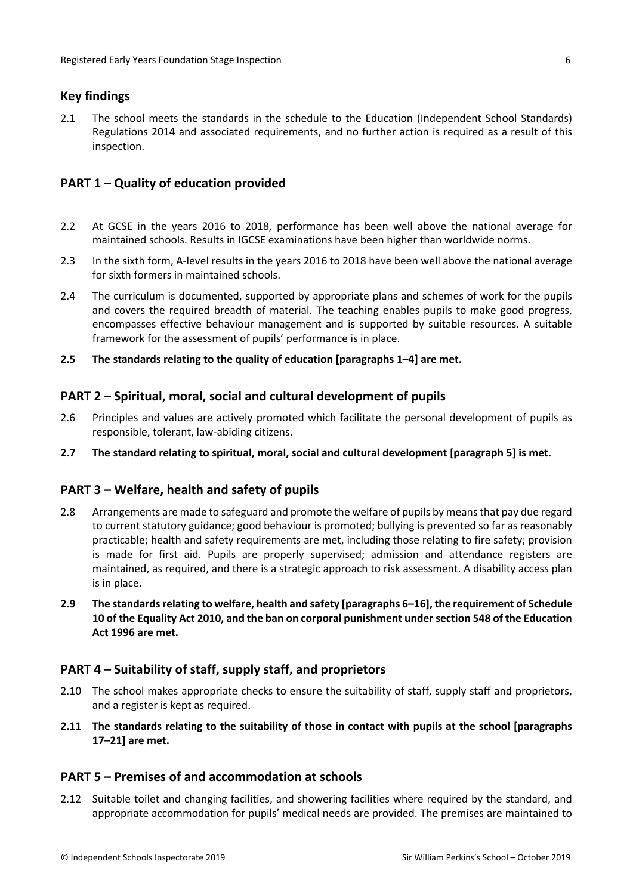## Key findings

2.1 The school meets the standards in the schedule to the Education (Independent School Standards) Regulations 2014 and associated requirements, and no further action is required as a result of this inspection.

## PART 1 – Quality of education provided

2.2 At GCSE in the years 2016 to 2018, performance has been well above the national average for maintained schools. Results in IGCSE examinations have been higher than worldwide norms.

2.3 In the sixth form, A-level results in the years 2016 to 2018 have been well above the national average for sixth formers in maintained schools.

2.4 The curriculum is documented, supported by appropriate plans and schemes of work for the pupils and covers the required breadth of material. The teaching enables pupils to make good progress, encompasses effective behaviour management and is supported by suitable resources. A suitable framework for the assessment of pupils' performance is in place.

**2.5 The standards relating to the quality of education [paragraphs 1–4] are met.**

## PART 2 – Spiritual, moral, social and cultural development of pupils

2.6 Principles and values are actively promoted which facilitate the personal development of pupils as responsible, tolerant, law-abiding citizens.

**2.7 The standard relating to spiritual, moral, social and cultural development [paragraph 5] is met.**

## PART 3 – Welfare, health and safety of pupils

2.8 Arrangements are made to safeguard and promote the welfare of pupils by means that pay due regard to current statutory guidance; good behaviour is promoted; bullying is prevented so far as reasonably practicable; health and safety requirements are met, including those relating to fire safety; provision is made for first aid. Pupils are properly supervised; admission and attendance registers are maintained, as required, and there is a strategic approach to risk assessment. A disability access plan is in place.

**2.9 The standards relating to welfare, health and safety [paragraphs 6–16], the requirement of Schedule 10 of the Equality Act 2010, and the ban on corporal punishment under section 548 of the Education Act 1996 are met.**

## PART 4 – Suitability of staff, supply staff, and proprietors

2.10 The school makes appropriate checks to ensure the suitability of staff, supply staff and proprietors, and a register is kept as required.

**2.11 The standards relating to the suitability of those in contact with pupils at the school [paragraphs 17–21] are met.**

## PART 5 – Premises of and accommodation at schools

2.12 Suitable toilet and changing facilities, and showering facilities where required by the standard, and appropriate accommodation for pupils' medical needs are provided. The premises are maintained to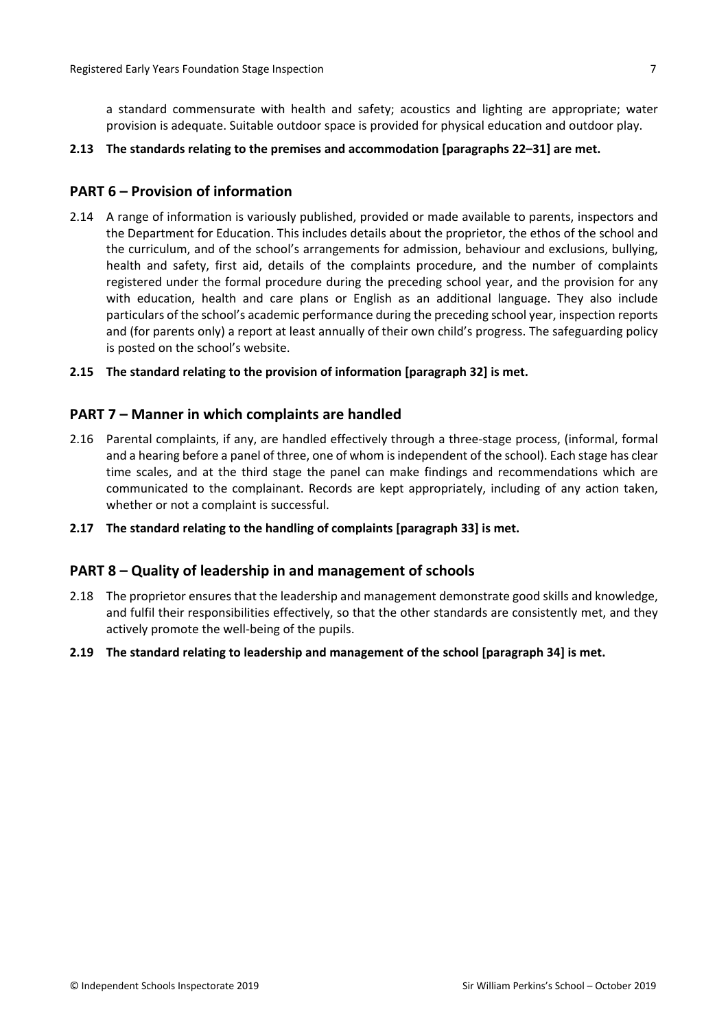a standard commensurate with health and safety; acoustics and lighting are appropriate; water provision is adequate. Suitable outdoor space is provided for physical education and outdoor play.

**2.13 The standards relating to the premises and accommodation [paragraphs 22–31] are met.**

## PART 6 – Provision of information

2.14 A range of information is variously published, provided or made available to parents, inspectors and the Department for Education. This includes details about the proprietor, the ethos of the school and the curriculum, and of the school's arrangements for admission, behaviour and exclusions, bullying, health and safety, first aid, details of the complaints procedure, and the number of complaints registered under the formal procedure during the preceding school year, and the provision for any with education, health and care plans or English as an additional language. They also include particulars of the school's academic performance during the preceding school year, inspection reports and (for parents only) a report at least annually of their own child's progress. The safeguarding policy is posted on the school's website.

**2.15 The standard relating to the provision of information [paragraph 32] is met.**

## PART 7 – Manner in which complaints are handled

2.16 Parental complaints, if any, are handled effectively through a three-stage process, (informal, formal and a hearing before a panel of three, one of whom is independent of the school). Each stage has clear time scales, and at the third stage the panel can make findings and recommendations which are communicated to the complainant. Records are kept appropriately, including of any action taken, whether or not a complaint is successful.

**2.17 The standard relating to the handling of complaints [paragraph 33] is met.**

## PART 8 – Quality of leadership in and management of schools

2.18 The proprietor ensures that the leadership and management demonstrate good skills and knowledge, and fulfil their responsibilities effectively, so that the other standards are consistently met, and they actively promote the well-being of the pupils.

**2.19 The standard relating to leadership and management of the school [paragraph 34] is met.**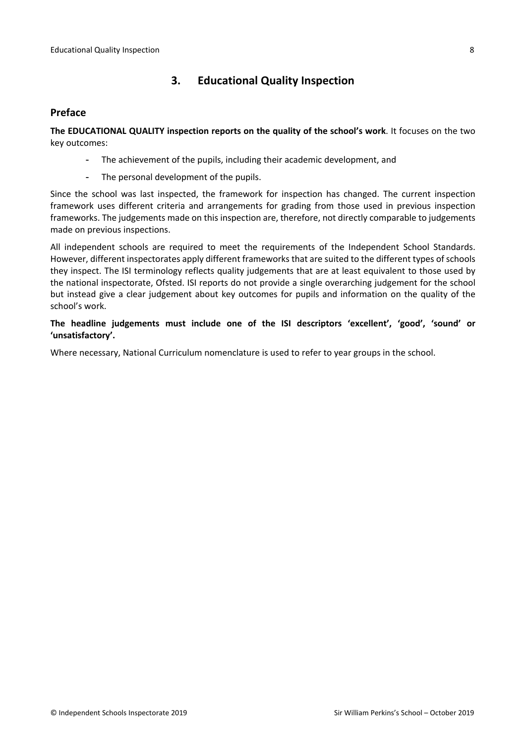## 3. Educational Quality Inspection

### Preface

**The EDUCATIONAL QUALITY inspection reports on the quality of the school's work**. It focuses on the two key outcomes:

- The achievement of the pupils, including their academic development, and
- The personal development of the pupils.

Since the school was last inspected, the framework for inspection has changed. The current inspection framework uses different criteria and arrangements for grading from those used in previous inspection frameworks. The judgements made on this inspection are, therefore, not directly comparable to judgements made on previous inspections.

All independent schools are required to meet the requirements of the Independent School Standards. However, different inspectorates apply different frameworks that are suited to the different types of schools they inspect. The ISI terminology reflects quality judgements that are at least equivalent to those used by the national inspectorate, Ofsted. ISI reports do not provide a single overarching judgement for the school but instead give a clear judgement about key outcomes for pupils and information on the quality of the school's work.

**The headline judgements must include one of the ISI descriptors 'excellent', 'good', 'sound' or 'unsatisfactory'.**

Where necessary, National Curriculum nomenclature is used to refer to year groups in the school.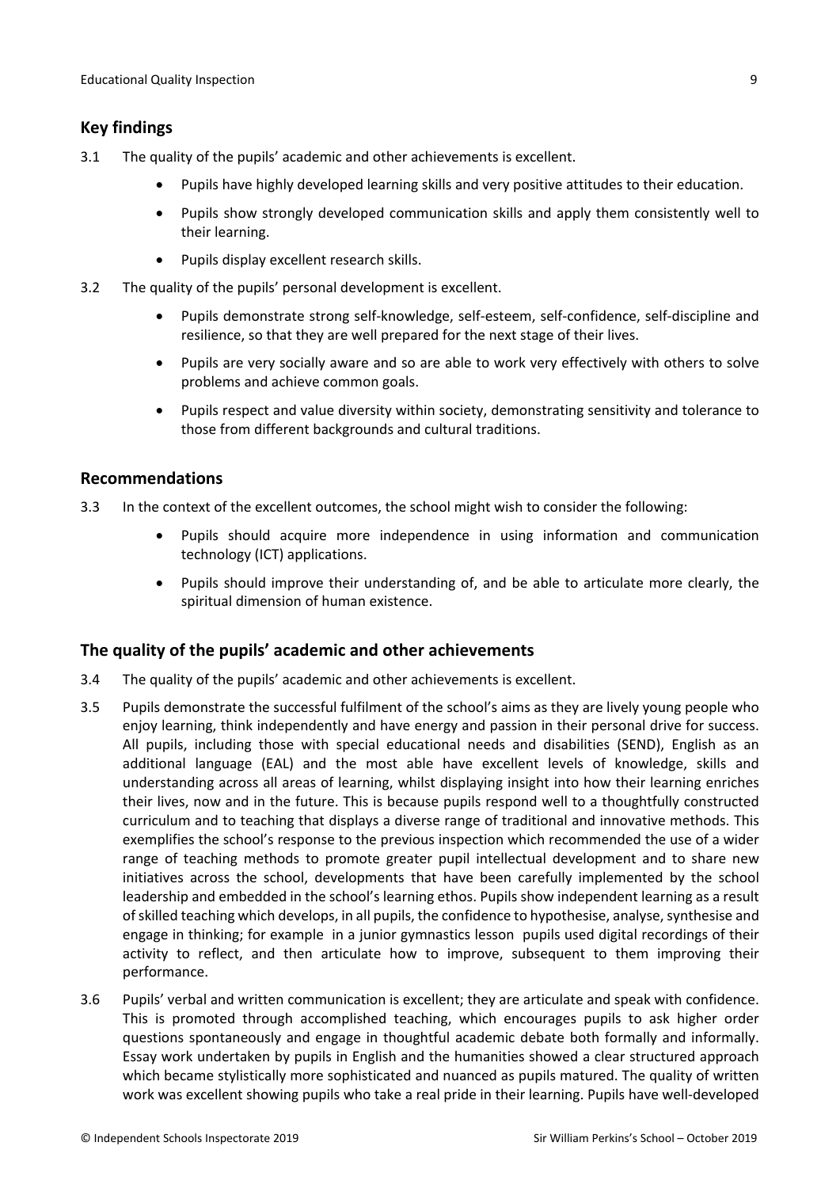## Key findings

3.1 The quality of the pupils' academic and other achievements is excellent.

- Pupils have highly developed learning skills and very positive attitudes to their education.
- Pupils show strongly developed communication skills and apply them consistently well to their learning.
- Pupils display excellent research skills.

3.2 The quality of the pupils' personal development is excellent.

- Pupils demonstrate strong self-knowledge, self-esteem, self-confidence, self-discipline and resilience, so that they are well prepared for the next stage of their lives.
- Pupils are very socially aware and so are able to work very effectively with others to solve problems and achieve common goals.
- Pupils respect and value diversity within society, demonstrating sensitivity and tolerance to those from different backgrounds and cultural traditions.

## Recommendations

3.3 In the context of the excellent outcomes, the school might wish to consider the following:

- Pupils should acquire more independence in using information and communication technology (ICT) applications.
- Pupils should improve their understanding of, and be able to articulate more clearly, the spiritual dimension of human existence.

## The quality of the pupils' academic and other achievements

3.4 The quality of the pupils' academic and other achievements is excellent.

3.5 Pupils demonstrate the successful fulfilment of the school's aims as they are lively young people who enjoy learning, think independently and have energy and passion in their personal drive for success. All pupils, including those with special educational needs and disabilities (SEND), English as an additional language (EAL) and the most able have excellent levels of knowledge, skills and understanding across all areas of learning, whilst displaying insight into how their learning enriches their lives, now and in the future. This is because pupils respond well to a thoughtfully constructed curriculum and to teaching that displays a diverse range of traditional and innovative methods. This exemplifies the school's response to the previous inspection which recommended the use of a wider range of teaching methods to promote greater pupil intellectual development and to share new initiatives across the school, developments that have been carefully implemented by the school leadership and embedded in the school's learning ethos. Pupils show independent learning as a result of skilled teaching which develops, in all pupils, the confidence to hypothesise, analyse, synthesise and engage in thinking; for example in a junior gymnastics lesson pupils used digital recordings of their activity to reflect, and then articulate how to improve, subsequent to them improving their performance.

3.6 Pupils' verbal and written communication is excellent; they are articulate and speak with confidence. This is promoted through accomplished teaching, which encourages pupils to ask higher order questions spontaneously and engage in thoughtful academic debate both formally and informally. Essay work undertaken by pupils in English and the humanities showed a clear structured approach which became stylistically more sophisticated and nuanced as pupils matured. The quality of written work was excellent showing pupils who take a real pride in their learning. Pupils have well-developed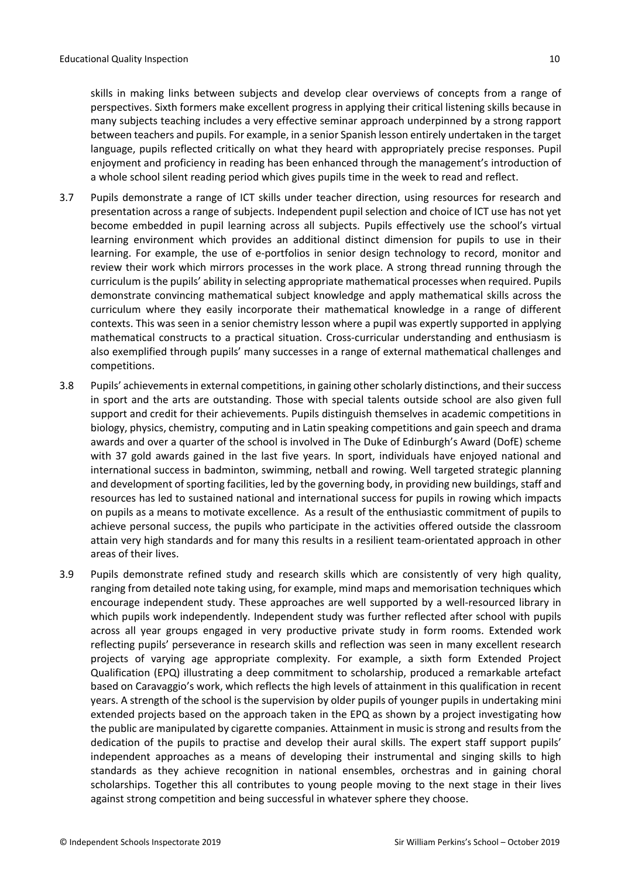skills in making links between subjects and develop clear overviews of concepts from a range of perspectives. Sixth formers make excellent progress in applying their critical listening skills because in many subjects teaching includes a very effective seminar approach underpinned by a strong rapport between teachers and pupils. For example, in a senior Spanish lesson entirely undertaken in the target language, pupils reflected critically on what they heard with appropriately precise responses. Pupil enjoyment and proficiency in reading has been enhanced through the management's introduction of a whole school silent reading period which gives pupils time in the week to read and reflect.

3.7 Pupils demonstrate a range of ICT skills under teacher direction, using resources for research and presentation across a range of subjects. Independent pupil selection and choice of ICT use has not yet become embedded in pupil learning across all subjects. Pupils effectively use the school's virtual learning environment which provides an additional distinct dimension for pupils to use in their learning. For example, the use of e-portfolios in senior design technology to record, monitor and review their work which mirrors processes in the work place. A strong thread running through the curriculum is the pupils' ability in selecting appropriate mathematical processes when required. Pupils demonstrate convincing mathematical subject knowledge and apply mathematical skills across the curriculum where they easily incorporate their mathematical knowledge in a range of different contexts. This was seen in a senior chemistry lesson where a pupil was expertly supported in applying mathematical constructs to a practical situation. Cross-curricular understanding and enthusiasm is also exemplified through pupils' many successes in a range of external mathematical challenges and competitions.

3.8 Pupils' achievements in external competitions, in gaining other scholarly distinctions, and their success in sport and the arts are outstanding. Those with special talents outside school are also given full support and credit for their achievements. Pupils distinguish themselves in academic competitions in biology, physics, chemistry, computing and in Latin speaking competitions and gain speech and drama awards and over a quarter of the school is involved in The Duke of Edinburgh's Award (DofE) scheme with 37 gold awards gained in the last five years. In sport, individuals have enjoyed national and international success in badminton, swimming, netball and rowing. Well targeted strategic planning and development of sporting facilities, led by the governing body, in providing new buildings, staff and resources has led to sustained national and international success for pupils in rowing which impacts on pupils as a means to motivate excellence. As a result of the enthusiastic commitment of pupils to achieve personal success, the pupils who participate in the activities offered outside the classroom attain very high standards and for many this results in a resilient team-orientated approach in other areas of their lives.

3.9 Pupils demonstrate refined study and research skills which are consistently of very high quality, ranging from detailed note taking using, for example, mind maps and memorisation techniques which encourage independent study. These approaches are well supported by a well-resourced library in which pupils work independently. Independent study was further reflected after school with pupils across all year groups engaged in very productive private study in form rooms. Extended work reflecting pupils' perseverance in research skills and reflection was seen in many excellent research projects of varying age appropriate complexity. For example, a sixth form Extended Project Qualification (EPQ) illustrating a deep commitment to scholarship, produced a remarkable artefact based on Caravaggio's work, which reflects the high levels of attainment in this qualification in recent years. A strength of the school is the supervision by older pupils of younger pupils in undertaking mini extended projects based on the approach taken in the EPQ as shown by a project investigating how the public are manipulated by cigarette companies. Attainment in music is strong and results from the dedication of the pupils to practise and develop their aural skills. The expert staff support pupils' independent approaches as a means of developing their instrumental and singing skills to high standards as they achieve recognition in national ensembles, orchestras and in gaining choral scholarships. Together this all contributes to young people moving to the next stage in their lives against strong competition and being successful in whatever sphere they choose.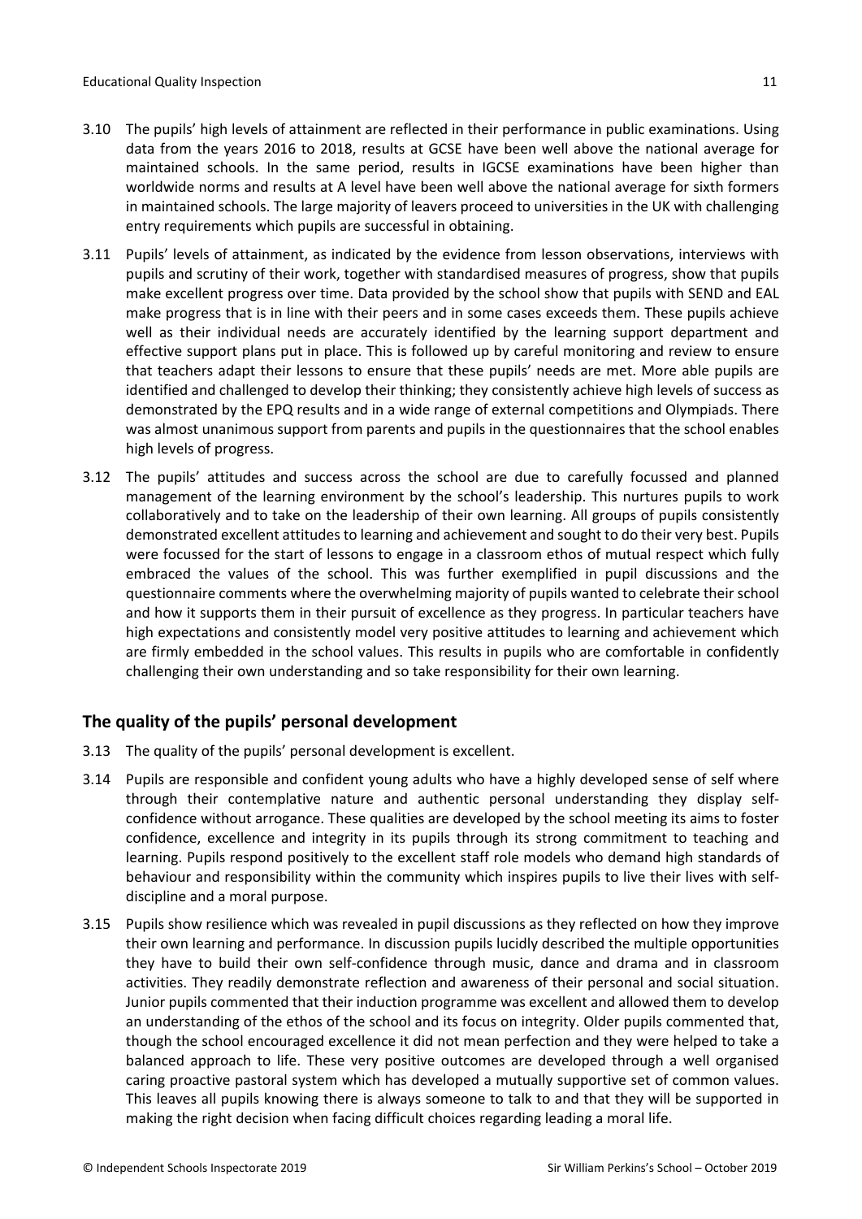3.10 The pupils' high levels of attainment are reflected in their performance in public examinations. Using data from the years 2016 to 2018, results at GCSE have been well above the national average for maintained schools. In the same period, results in IGCSE examinations have been higher than worldwide norms and results at A level have been well above the national average for sixth formers in maintained schools. The large majority of leavers proceed to universities in the UK with challenging entry requirements which pupils are successful in obtaining.

3.11 Pupils' levels of attainment, as indicated by the evidence from lesson observations, interviews with pupils and scrutiny of their work, together with standardised measures of progress, show that pupils make excellent progress over time. Data provided by the school show that pupils with SEND and EAL make progress that is in line with their peers and in some cases exceeds them. These pupils achieve well as their individual needs are accurately identified by the learning support department and effective support plans put in place. This is followed up by careful monitoring and review to ensure that teachers adapt their lessons to ensure that these pupils' needs are met. More able pupils are identified and challenged to develop their thinking; they consistently achieve high levels of success as demonstrated by the EPQ results and in a wide range of external competitions and Olympiads. There was almost unanimous support from parents and pupils in the questionnaires that the school enables high levels of progress.

3.12 The pupils' attitudes and success across the school are due to carefully focussed and planned management of the learning environment by the school's leadership. This nurtures pupils to work collaboratively and to take on the leadership of their own learning. All groups of pupils consistently demonstrated excellent attitudes to learning and achievement and sought to do their very best. Pupils were focussed for the start of lessons to engage in a classroom ethos of mutual respect which fully embraced the values of the school. This was further exemplified in pupil discussions and the questionnaire comments where the overwhelming majority of pupils wanted to celebrate their school and how it supports them in their pursuit of excellence as they progress. In particular teachers have high expectations and consistently model very positive attitudes to learning and achievement which are firmly embedded in the school values. This results in pupils who are comfortable in confidently challenging their own understanding and so take responsibility for their own learning.

## The quality of the pupils' personal development

3.13 The quality of the pupils' personal development is excellent.

3.14 Pupils are responsible and confident young adults who have a highly developed sense of self where through their contemplative nature and authentic personal understanding they display self-confidence without arrogance. These qualities are developed by the school meeting its aims to foster confidence, excellence and integrity in its pupils through its strong commitment to teaching and learning. Pupils respond positively to the excellent staff role models who demand high standards of behaviour and responsibility within the community which inspires pupils to live their lives with self-discipline and a moral purpose.

3.15 Pupils show resilience which was revealed in pupil discussions as they reflected on how they improve their own learning and performance. In discussion pupils lucidly described the multiple opportunities they have to build their own self-confidence through music, dance and drama and in classroom activities. They readily demonstrate reflection and awareness of their personal and social situation. Junior pupils commented that their induction programme was excellent and allowed them to develop an understanding of the ethos of the school and its focus on integrity. Older pupils commented that, though the school encouraged excellence it did not mean perfection and they were helped to take a balanced approach to life. These very positive outcomes are developed through a well organised caring proactive pastoral system which has developed a mutually supportive set of common values. This leaves all pupils knowing there is always someone to talk to and that they will be supported in making the right decision when facing difficult choices regarding leading a moral life.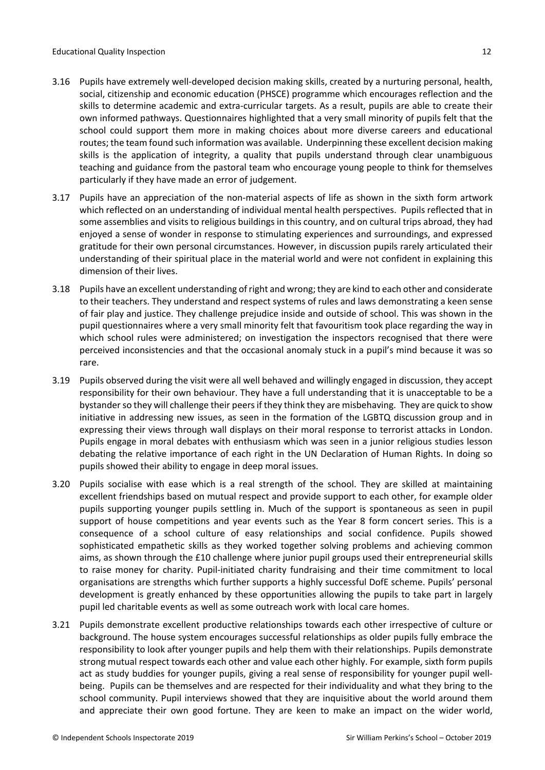3.16 Pupils have extremely well-developed decision making skills, created by a nurturing personal, health, social, citizenship and economic education (PHSCE) programme which encourages reflection and the skills to determine academic and extra-curricular targets. As a result, pupils are able to create their own informed pathways. Questionnaires highlighted that a very small minority of pupils felt that the school could support them more in making choices about more diverse careers and educational routes; the team found such information was available. Underpinning these excellent decision making skills is the application of integrity, a quality that pupils understand through clear unambiguous teaching and guidance from the pastoral team who encourage young people to think for themselves particularly if they have made an error of judgement.

3.17 Pupils have an appreciation of the non-material aspects of life as shown in the sixth form artwork which reflected on an understanding of individual mental health perspectives. Pupils reflected that in some assemblies and visits to religious buildings in this country, and on cultural trips abroad, they had enjoyed a sense of wonder in response to stimulating experiences and surroundings, and expressed gratitude for their own personal circumstances. However, in discussion pupils rarely articulated their understanding of their spiritual place in the material world and were not confident in explaining this dimension of their lives.

3.18 Pupils have an excellent understanding of right and wrong; they are kind to each other and considerate to their teachers. They understand and respect systems of rules and laws demonstrating a keen sense of fair play and justice. They challenge prejudice inside and outside of school. This was shown in the pupil questionnaires where a very small minority felt that favouritism took place regarding the way in which school rules were administered; on investigation the inspectors recognised that there were perceived inconsistencies and that the occasional anomaly stuck in a pupil's mind because it was so rare.

3.19 Pupils observed during the visit were all well behaved and willingly engaged in discussion, they accept responsibility for their own behaviour. They have a full understanding that it is unacceptable to be a bystander so they will challenge their peers if they think they are misbehaving. They are quick to show initiative in addressing new issues, as seen in the formation of the LGBTQ discussion group and in expressing their views through wall displays on their moral response to terrorist attacks in London. Pupils engage in moral debates with enthusiasm which was seen in a junior religious studies lesson debating the relative importance of each right in the UN Declaration of Human Rights. In doing so pupils showed their ability to engage in deep moral issues.

3.20 Pupils socialise with ease which is a real strength of the school. They are skilled at maintaining excellent friendships based on mutual respect and provide support to each other, for example older pupils supporting younger pupils settling in. Much of the support is spontaneous as seen in pupil support of house competitions and year events such as the Year 8 form concert series. This is a consequence of a school culture of easy relationships and social confidence. Pupils showed sophisticated empathetic skills as they worked together solving problems and achieving common aims, as shown through the £10 challenge where junior pupil groups used their entrepreneurial skills to raise money for charity. Pupil-initiated charity fundraising and their time commitment to local organisations are strengths which further supports a highly successful DofE scheme. Pupils' personal development is greatly enhanced by these opportunities allowing the pupils to take part in largely pupil led charitable events as well as some outreach work with local care homes.

3.21 Pupils demonstrate excellent productive relationships towards each other irrespective of culture or background. The house system encourages successful relationships as older pupils fully embrace the responsibility to look after younger pupils and help them with their relationships. Pupils demonstrate strong mutual respect towards each other and value each other highly. For example, sixth form pupils act as study buddies for younger pupils, giving a real sense of responsibility for younger pupil well-being. Pupils can be themselves and are respected for their individuality and what they bring to the school community. Pupil interviews showed that they are inquisitive about the world around them and appreciate their own good fortune. They are keen to make an impact on the wider world,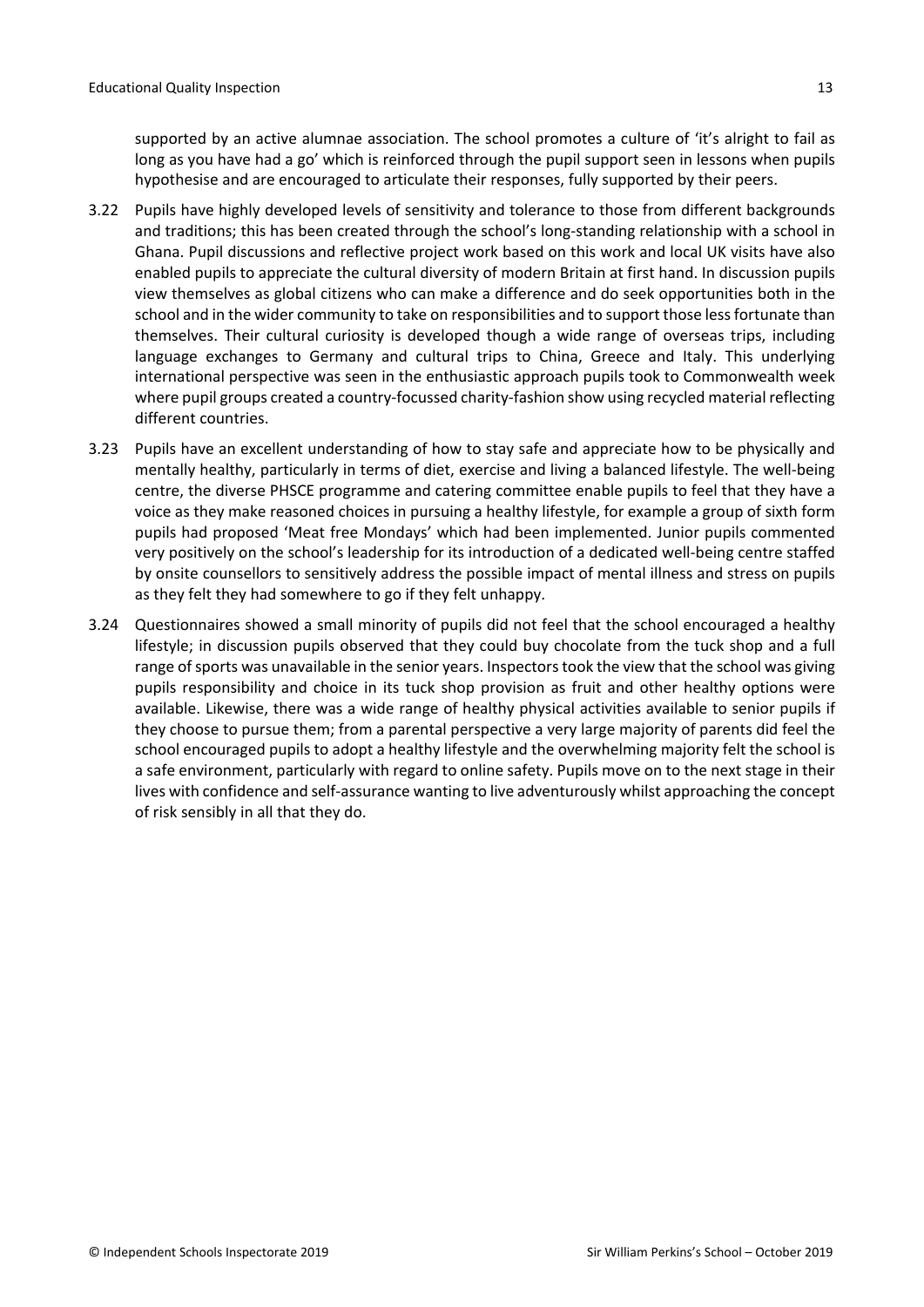supported by an active alumnae association. The school promotes a culture of 'it's alright to fail as long as you have had a go' which is reinforced through the pupil support seen in lessons when pupils hypothesise and are encouraged to articulate their responses, fully supported by their peers.

3.22 Pupils have highly developed levels of sensitivity and tolerance to those from different backgrounds and traditions; this has been created through the school's long-standing relationship with a school in Ghana. Pupil discussions and reflective project work based on this work and local UK visits have also enabled pupils to appreciate the cultural diversity of modern Britain at first hand. In discussion pupils view themselves as global citizens who can make a difference and do seek opportunities both in the school and in the wider community to take on responsibilities and to support those less fortunate than themselves. Their cultural curiosity is developed though a wide range of overseas trips, including language exchanges to Germany and cultural trips to China, Greece and Italy. This underlying international perspective was seen in the enthusiastic approach pupils took to Commonwealth week where pupil groups created a country-focussed charity-fashion show using recycled material reflecting different countries.

3.23 Pupils have an excellent understanding of how to stay safe and appreciate how to be physically and mentally healthy, particularly in terms of diet, exercise and living a balanced lifestyle. The well-being centre, the diverse PHSCE programme and catering committee enable pupils to feel that they have a voice as they make reasoned choices in pursuing a healthy lifestyle, for example a group of sixth form pupils had proposed 'Meat free Mondays' which had been implemented. Junior pupils commented very positively on the school's leadership for its introduction of a dedicated well-being centre staffed by onsite counsellors to sensitively address the possible impact of mental illness and stress on pupils as they felt they had somewhere to go if they felt unhappy.

3.24 Questionnaires showed a small minority of pupils did not feel that the school encouraged a healthy lifestyle; in discussion pupils observed that they could buy chocolate from the tuck shop and a full range of sports was unavailable in the senior years. Inspectors took the view that the school was giving pupils responsibility and choice in its tuck shop provision as fruit and other healthy options were available. Likewise, there was a wide range of healthy physical activities available to senior pupils if they choose to pursue them; from a parental perspective a very large majority of parents did feel the school encouraged pupils to adopt a healthy lifestyle and the overwhelming majority felt the school is a safe environment, particularly with regard to online safety. Pupils move on to the next stage in their lives with confidence and self-assurance wanting to live adventurously whilst approaching the concept of risk sensibly in all that they do.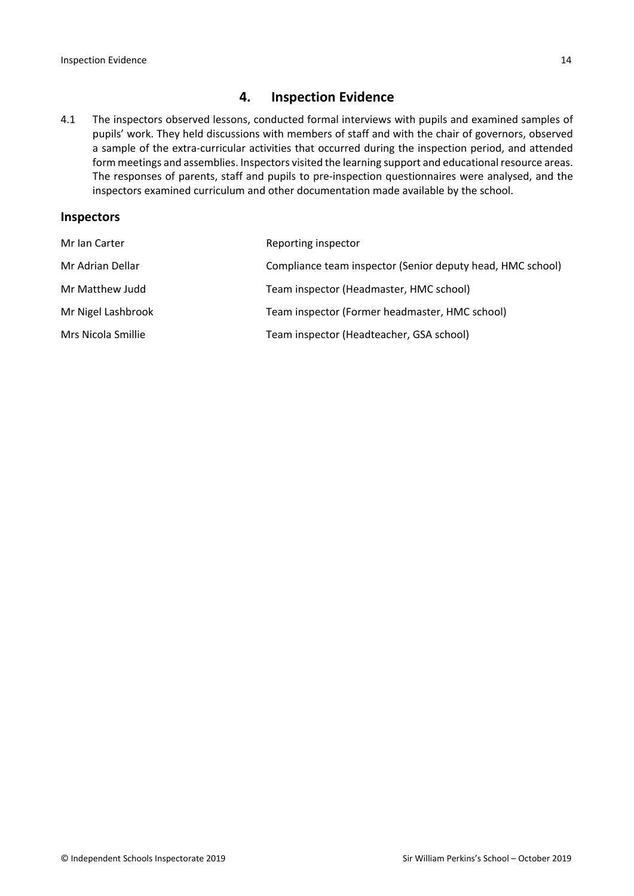## 4. Inspection Evidence

4.1 The inspectors observed lessons, conducted formal interviews with pupils and examined samples of pupils' work. They held discussions with members of staff and with the chair of governors, observed a sample of the extra-curricular activities that occurred during the inspection period, and attended form meetings and assemblies. Inspectors visited the learning support and educational resource areas. The responses of parents, staff and pupils to pre-inspection questionnaires were analysed, and the inspectors examined curriculum and other documentation made available by the school.

### Inspectors

| | |
|---|---|
| Mr Ian Carter | Reporting inspector |
| Mr Adrian Dellar | Compliance team inspector (Senior deputy head, HMC school) |
| Mr Matthew Judd | Team inspector (Headmaster, HMC school) |
| Mr Nigel Lashbrook | Team inspector (Former headmaster, HMC school) |
| Mrs Nicola Smillie | Team inspector (Headteacher, GSA school) |